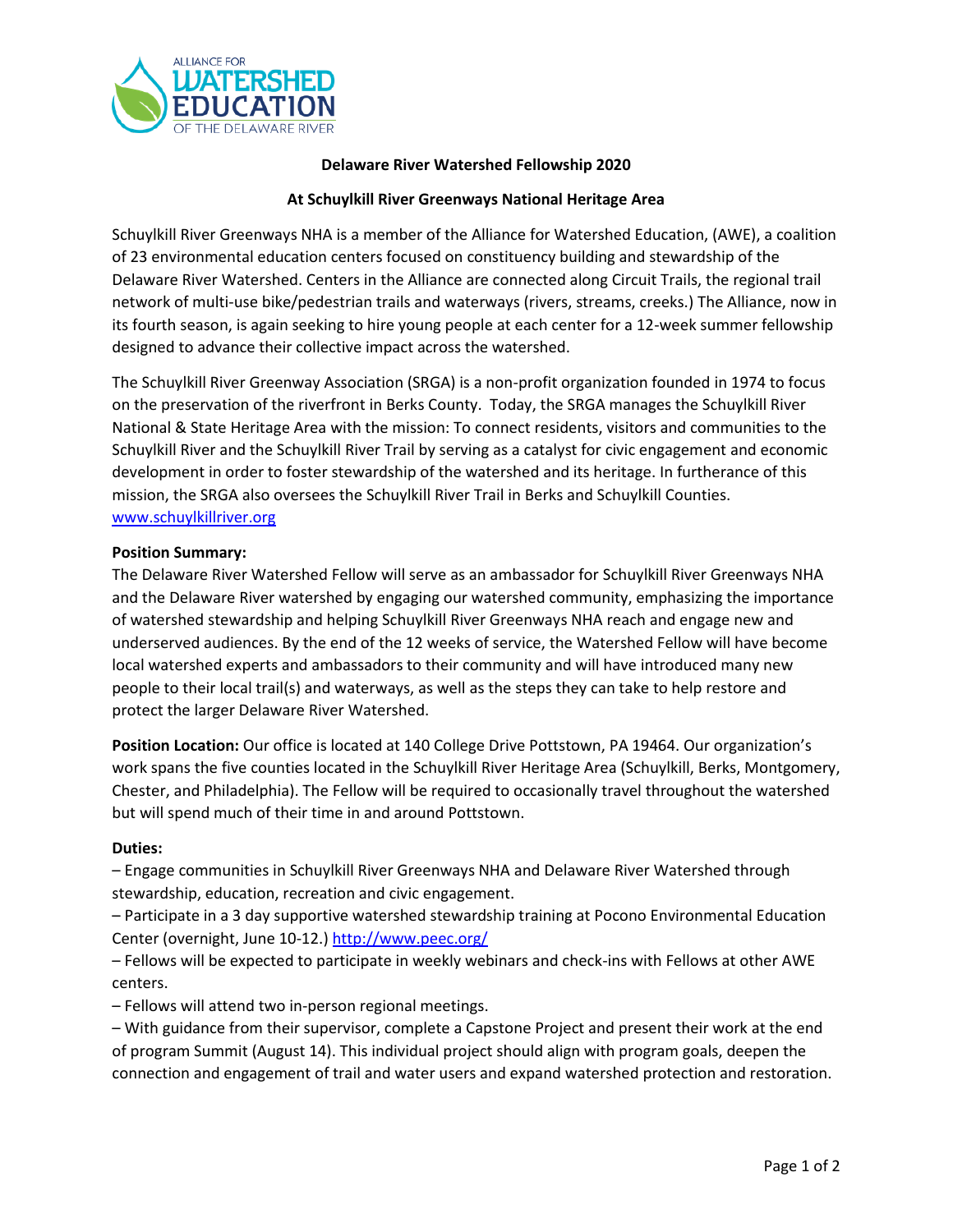ALLIANCE FOR WATERSHED EDUCATION OF THE DELAWARE RIVER

**Delaware River Watershed Fellowship 2020**

**At Schuylkill River Greenways National Heritage Area**

Schuylkill River Greenways NHA is a member of the Alliance for Watershed Education, (AWE), a coalition of 23 environmental education centers focused on constituency building and stewardship of the Delaware River Watershed. Centers in the Alliance are connected along Circuit Trails, the regional trail network of multi-use bike/pedestrian trails and waterways (rivers, streams, creeks.) The Alliance, now in its fourth season, is again seeking to hire young people at each center for a 12-week summer fellowship designed to advance their collective impact across the watershed.

The Schuylkill River Greenway Association (SRGA) is a non-profit organization founded in 1974 to focus on the preservation of the riverfront in Berks County. Today, the SRGA manages the Schuylkill River National & State Heritage Area with the mission: To connect residents, visitors and communities to the Schuylkill River and the Schuylkill River Trail by serving as a catalyst for civic engagement and economic development in order to foster stewardship of the watershed and its heritage. In furtherance of this mission, the SRGA also oversees the Schuylkill River Trail in Berks and Schuylkill Counties. [www.schuylkillriver.org](http://www.schuylkillriver.org)

**Position Summary:**
The Delaware River Watershed Fellow will serve as an ambassador for Schuylkill River Greenways NHA and the Delaware River watershed by engaging our watershed community, emphasizing the importance of watershed stewardship and helping Schuylkill River Greenways NHA reach and engage new and underserved audiences. By the end of the 12 weeks of service, the Watershed Fellow will have become local watershed experts and ambassadors to their community and will have introduced many new people to their local trail(s) and waterways, as well as the steps they can take to help restore and protect the larger Delaware River Watershed.

**Position Location:** Our office is located at 140 College Drive Pottstown, PA 19464. Our organization's work spans the five counties located in the Schuylkill River Heritage Area (Schuylkill, Berks, Montgomery, Chester, and Philadelphia). The Fellow will be required to occasionally travel throughout the watershed but will spend much of their time in and around Pottstown.

**Duties:**

– Engage communities in Schuylkill River Greenways NHA and Delaware River Watershed through stewardship, education, recreation and civic engagement.

– Participate in a 3 day supportive watershed stewardship training at Pocono Environmental Education Center (overnight, June 10-12.) [http://www.peec.org/](http://www.peec.org/)

– Fellows will be expected to participate in weekly webinars and check-ins with Fellows at other AWE centers.

– Fellows will attend two in-person regional meetings.

– With guidance from their supervisor, complete a Capstone Project and present their work at the end of program Summit (August 14). This individual project should align with program goals, deepen the connection and engagement of trail and water users and expand watershed protection and restoration.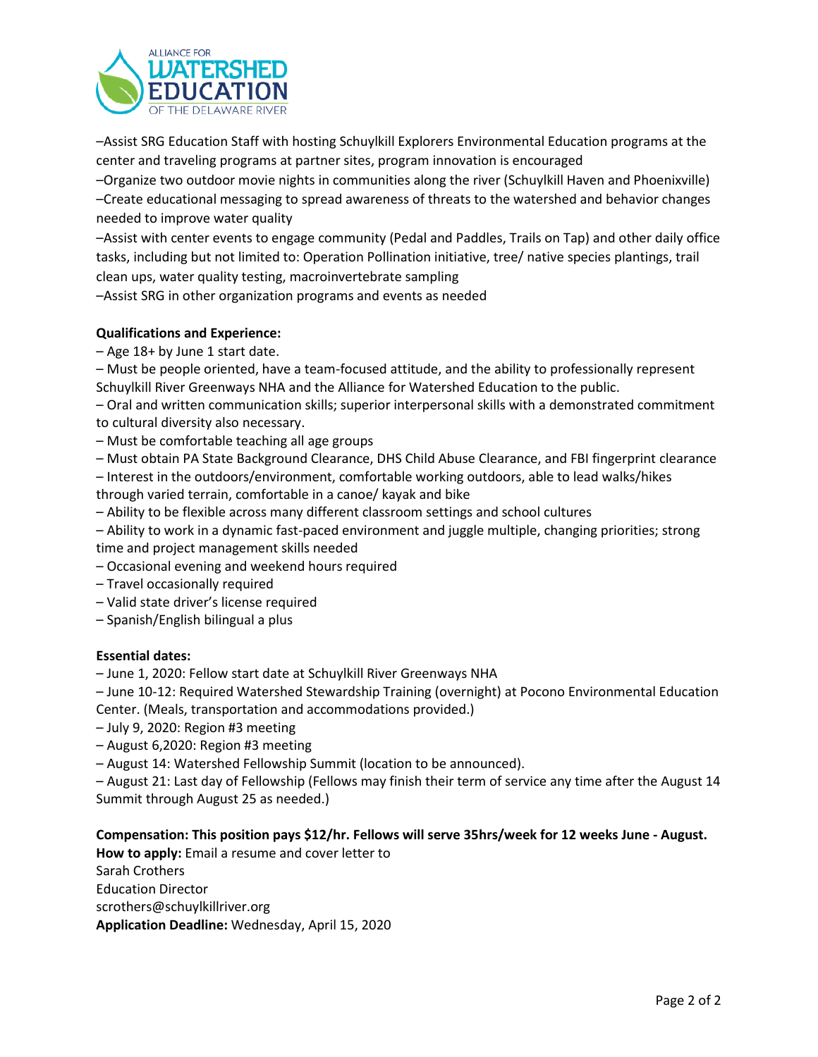–Assist SRG Education Staff with hosting Schuylkill Explorers Environmental Education programs at the center and traveling programs at partner sites, program innovation is encouraged
–Organize two outdoor movie nights in communities along the river (Schuylkill Haven and Phoenixville)
–Create educational messaging to spread awareness of threats to the watershed and behavior changes needed to improve water quality
–Assist with center events to engage community (Pedal and Paddles, Trails on Tap) and other daily office tasks, including but not limited to: Operation Pollination initiative, tree/ native species plantings, trail clean ups, water quality testing, macroinvertebrate sampling
–Assist SRG in other organization programs and events as needed

**Qualifications and Experience:**

– Age 18+ by June 1 start date.
– Must be people oriented, have a team-focused attitude, and the ability to professionally represent Schuylkill River Greenways NHA and the Alliance for Watershed Education to the public.
– Oral and written communication skills; superior interpersonal skills with a demonstrated commitment to cultural diversity also necessary.
– Must be comfortable teaching all age groups
– Must obtain PA State Background Clearance, DHS Child Abuse Clearance, and FBI fingerprint clearance
– Interest in the outdoors/environment, comfortable working outdoors, able to lead walks/hikes through varied terrain, comfortable in a canoe/ kayak and bike
– Ability to be flexible across many different classroom settings and school cultures
– Ability to work in a dynamic fast-paced environment and juggle multiple, changing priorities; strong time and project management skills needed
– Occasional evening and weekend hours required
– Travel occasionally required
– Valid state driver's license required
– Spanish/English bilingual a plus

**Essential dates:**

– June 1, 2020: Fellow start date at Schuylkill River Greenways NHA
– June 10-12: Required Watershed Stewardship Training (overnight) at Pocono Environmental Education Center. (Meals, transportation and accommodations provided.)
– July 9, 2020: Region #3 meeting
– August 6,2020: Region #3 meeting
– August 14: Watershed Fellowship Summit (location to be announced).
– August 21: Last day of Fellowship (Fellows may finish their term of service any time after the August 14 Summit through August 25 as needed.)

**Compensation: This position pays $12/hr. Fellows will serve 35hrs/week for 12 weeks June - August.**
**How to apply:** Email a resume and cover letter to
Sarah Crothers
Education Director
scrothers@schuylkillriver.org
**Application Deadline:** Wednesday, April 15, 2020